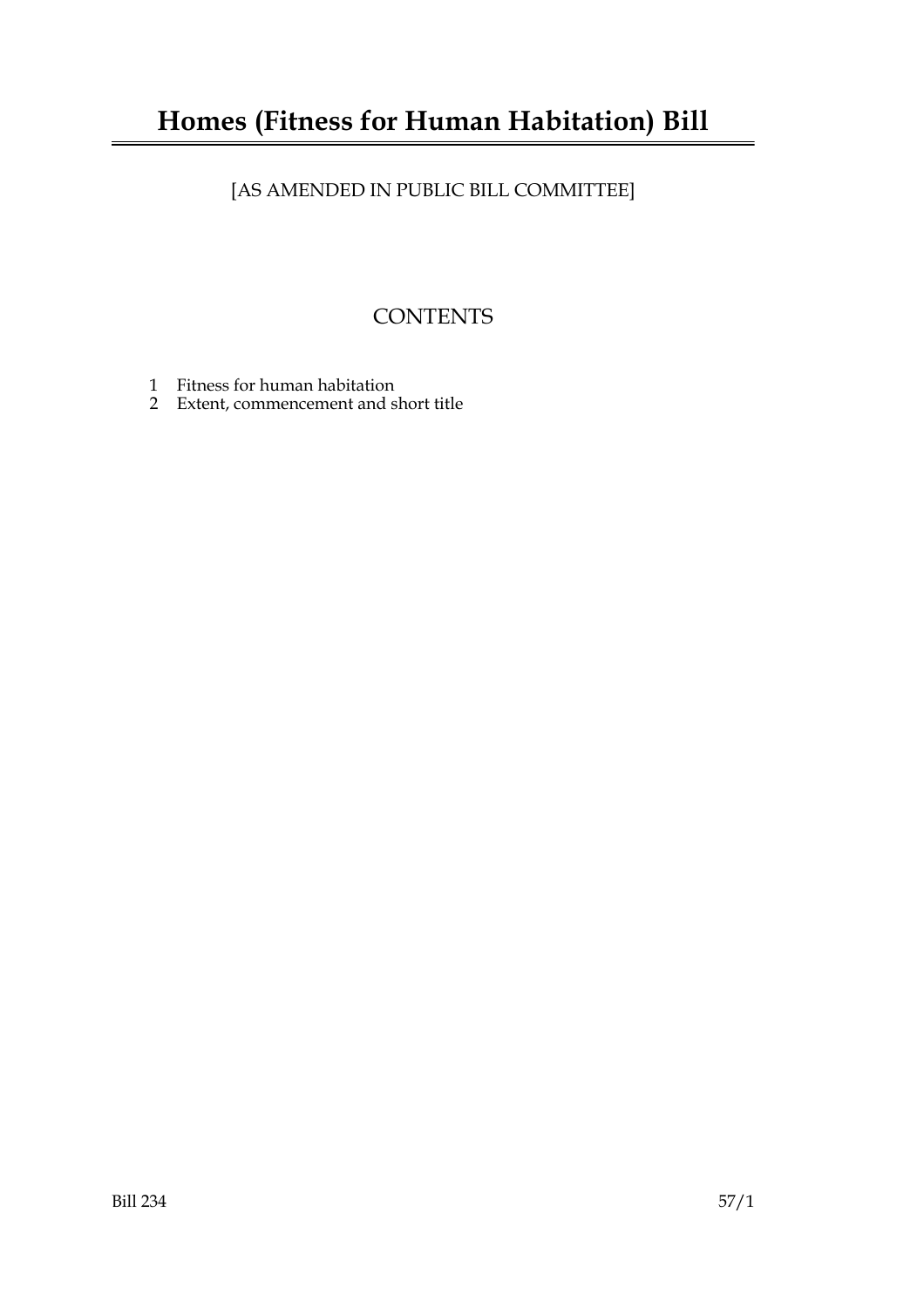# Homes (Fitness for Human Habitation) Bill

[AS AMENDED IN PUBLIC BILL COMMITTEE]

## CONTENTS

1 Fitness for human habitation
2 Extent, commencement and short title

Bill 234 57/1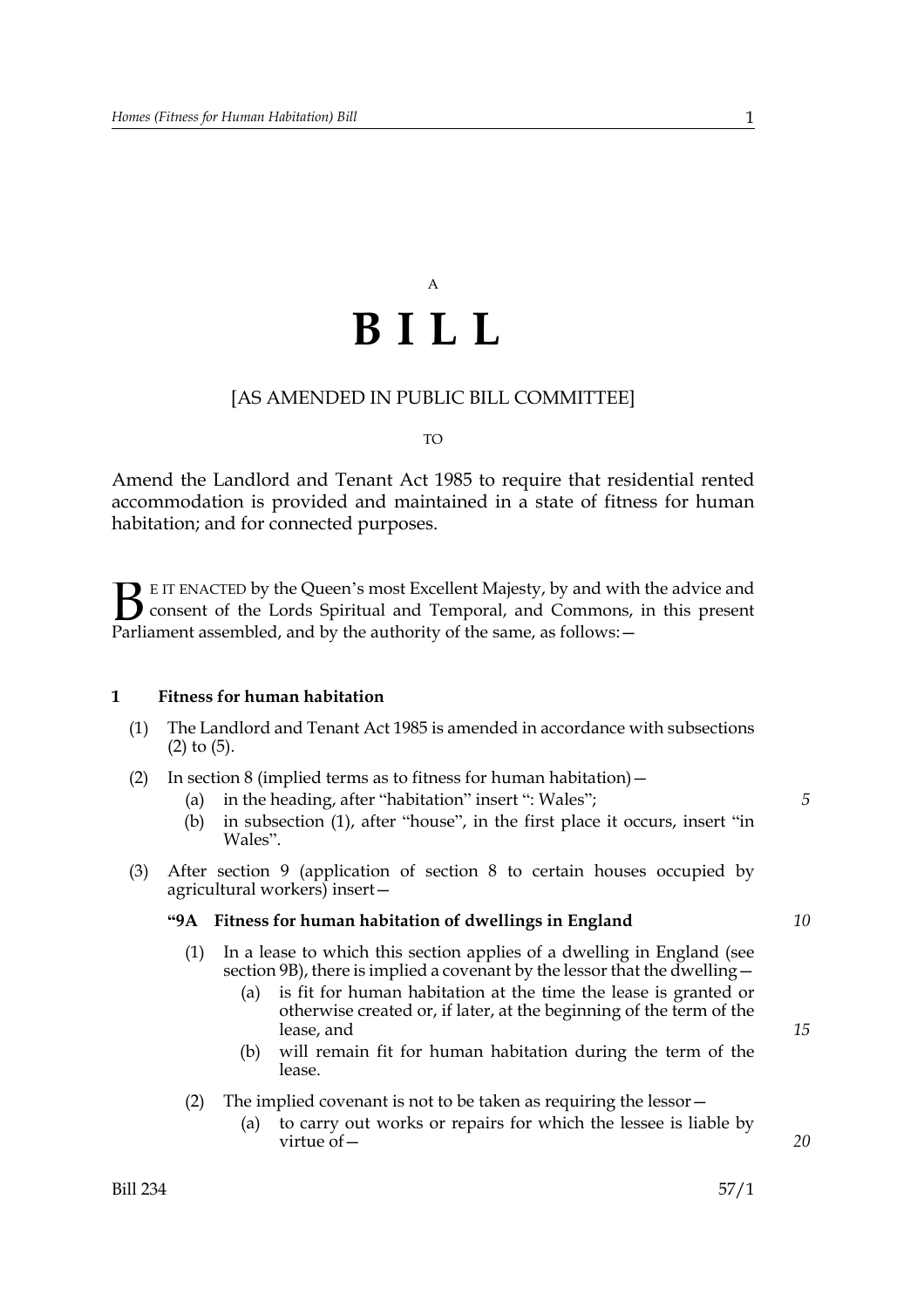A

# B I L L

[AS AMENDED IN PUBLIC BILL COMMITTEE]

TO

Amend the Landlord and Tenant Act 1985 to require that residential rented accommodation is provided and maintained in a state of fitness for human habitation; and for connected purposes.

BE IT ENACTED by the Queen's most Excellent Majesty, by and with the advice and consent of the Lords Spiritual and Temporal, and Commons, in this present Parliament assembled, and by the authority of the same, as follows: —

### 1 Fitness for human habitation

(1) The Landlord and Tenant Act 1985 is amended in accordance with subsections (2) to (5).

(2) In section 8 (implied terms as to fitness for human habitation) —

- (a) in the heading, after "habitation" insert ": Wales";
- (b) in subsection (1), after "house", in the first place it occurs, insert "in Wales".

(3) After section 9 (application of section 8 to certain houses occupied by agricultural workers) insert —

**"9A Fitness for human habitation of dwellings in England**

(1) In a lease to which this section applies of a dwelling in England (see section 9B), there is implied a covenant by the lessor that the dwelling —

- (a) is fit for human habitation at the time the lease is granted or otherwise created or, if later, at the beginning of the term of the lease, and
- (b) will remain fit for human habitation during the term of the lease.

(2) The implied covenant is not to be taken as requiring the lessor —

- (a) to carry out works or repairs for which the lessee is liable by virtue of —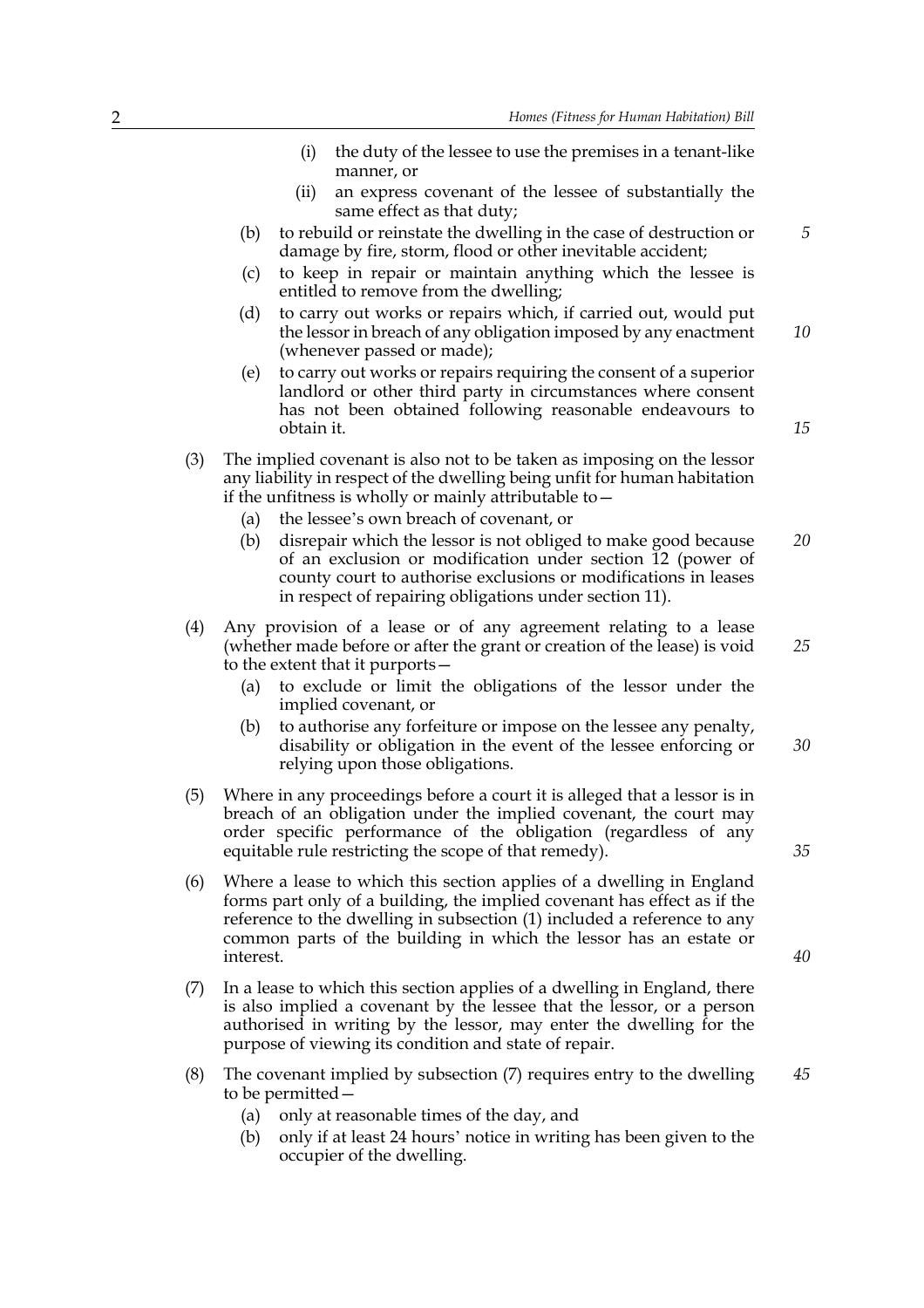(i) the duty of the lessee to use the premises in a tenant-like manner, or

(ii) an express covenant of the lessee of substantially the same effect as that duty;

(b) to rebuild or reinstate the dwelling in the case of destruction or damage by fire, storm, flood or other inevitable accident;

(c) to keep in repair or maintain anything which the lessee is entitled to remove from the dwelling;

(d) to carry out works or repairs which, if carried out, would put the lessor in breach of any obligation imposed by any enactment (whenever passed or made);

(e) to carry out works or repairs requiring the consent of a superior landlord or other third party in circumstances where consent has not been obtained following reasonable endeavours to obtain it.

(3) The implied covenant is also not to be taken as imposing on the lessor any liability in respect of the dwelling being unfit for human habitation if the unfitness is wholly or mainly attributable to—

(a) the lessee's own breach of covenant, or

(b) disrepair which the lessor is not obliged to make good because of an exclusion or modification under section 12 (power of county court to authorise exclusions or modifications in leases in respect of repairing obligations under section 11).

(4) Any provision of a lease or of any agreement relating to a lease (whether made before or after the grant or creation of the lease) is void to the extent that it purports—

(a) to exclude or limit the obligations of the lessor under the implied covenant, or

(b) to authorise any forfeiture or impose on the lessee any penalty, disability or obligation in the event of the lessee enforcing or relying upon those obligations.

(5) Where in any proceedings before a court it is alleged that a lessor is in breach of an obligation under the implied covenant, the court may order specific performance of the obligation (regardless of any equitable rule restricting the scope of that remedy).

(6) Where a lease to which this section applies of a dwelling in England forms part only of a building, the implied covenant has effect as if the reference to the dwelling in subsection (1) included a reference to any common parts of the building in which the lessor has an estate or interest.

(7) In a lease to which this section applies of a dwelling in England, there is also implied a covenant by the lessee that the lessor, or a person authorised in writing by the lessor, may enter the dwelling for the purpose of viewing its condition and state of repair.

(8) The covenant implied by subsection (7) requires entry to the dwelling to be permitted—

(a) only at reasonable times of the day, and

(b) only if at least 24 hours' notice in writing has been given to the occupier of the dwelling.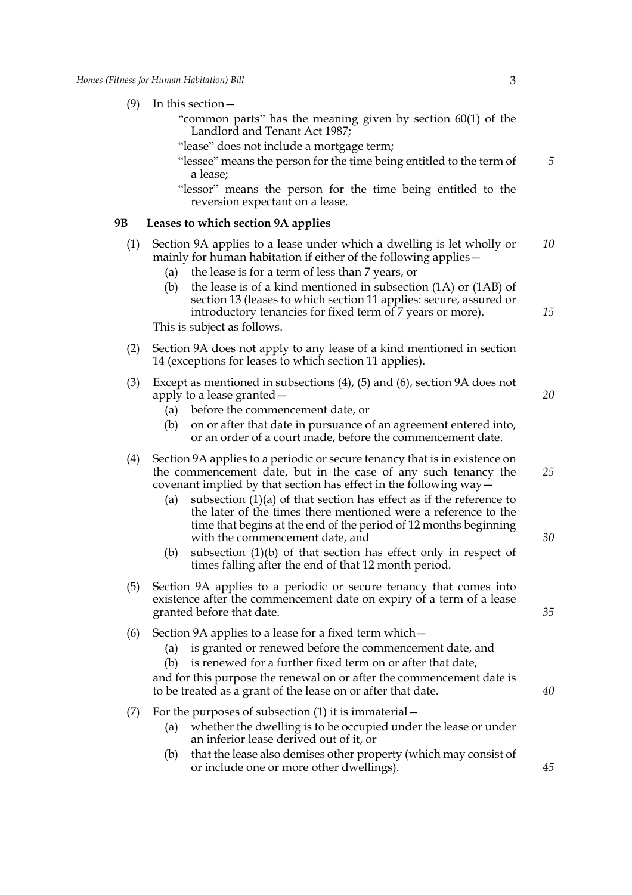(9) In this section—

"common parts" has the meaning given by section 60(1) of the Landlord and Tenant Act 1987;

"lease" does not include a mortgage term;

"lessee" means the person for the time being entitled to the term of a lease;

"lessor" means the person for the time being entitled to the reversion expectant on a lease.

**9B Leases to which section 9A applies**

(1) Section 9A applies to a lease under which a dwelling is let wholly or mainly for human habitation if either of the following applies—

(a) the lease is for a term of less than 7 years, or

(b) the lease is of a kind mentioned in subsection (1A) or (1AB) of section 13 (leases to which section 11 applies: secure, assured or introductory tenancies for fixed term of 7 years or more).

This is subject as follows.

(2) Section 9A does not apply to any lease of a kind mentioned in section 14 (exceptions for leases to which section 11 applies).

(3) Except as mentioned in subsections (4), (5) and (6), section 9A does not apply to a lease granted—

(a) before the commencement date, or

(b) on or after that date in pursuance of an agreement entered into, or an order of a court made, before the commencement date.

(4) Section 9A applies to a periodic or secure tenancy that is in existence on the commencement date, but in the case of any such tenancy the covenant implied by that section has effect in the following way—

(a) subsection (1)(a) of that section has effect as if the reference to the later of the times there mentioned were a reference to the time that begins at the end of the period of 12 months beginning with the commencement date, and

(b) subsection (1)(b) of that section has effect only in respect of times falling after the end of that 12 month period.

(5) Section 9A applies to a periodic or secure tenancy that comes into existence after the commencement date on expiry of a term of a lease granted before that date.

(6) Section 9A applies to a lease for a fixed term which—

(a) is granted or renewed before the commencement date, and

(b) is renewed for a further fixed term on or after that date,

and for this purpose the renewal on or after the commencement date is to be treated as a grant of the lease on or after that date.

(7) For the purposes of subsection (1) it is immaterial—

(a) whether the dwelling is to be occupied under the lease or under an inferior lease derived out of it, or

(b) that the lease also demises other property (which may consist of or include one or more other dwellings).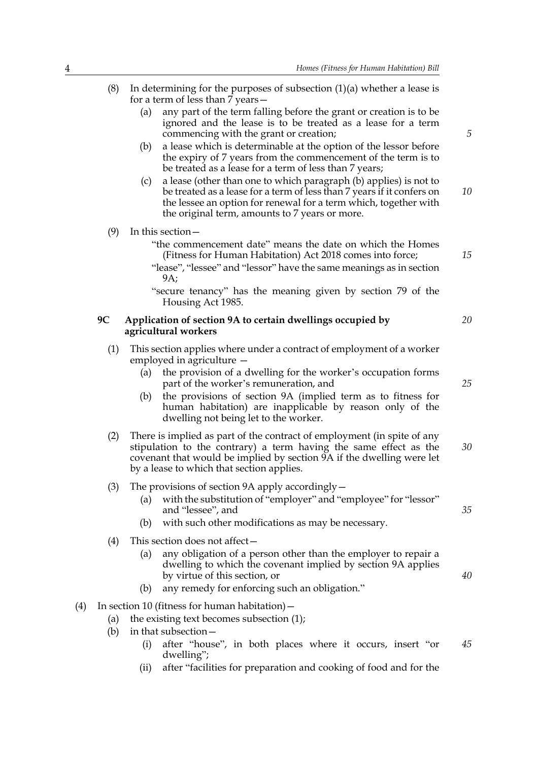(8) In determining for the purposes of subsection (1)(a) whether a lease is for a term of less than 7 years—

   (a) any part of the term falling before the grant or creation is to be ignored and the lease is to be treated as a lease for a term commencing with the grant or creation;

   (b) a lease which is determinable at the option of the lessor before the expiry of 7 years from the commencement of the term is to be treated as a lease for a term of less than 7 years;

   (c) a lease (other than one to which paragraph (b) applies) is not to be treated as a lease for a term of less than 7 years if it confers on the lessee an option for renewal for a term which, together with the original term, amounts to 7 years or more.

(9) In this section—

   "the commencement date" means the date on which the Homes (Fitness for Human Habitation) Act 2018 comes into force;

   "lease", "lessee" and "lessor" have the same meanings as in section 9A;

   "secure tenancy" has the meaning given by section 79 of the Housing Act 1985.

**9C Application of section 9A to certain dwellings occupied by agricultural workers**

(1) This section applies where under a contract of employment of a worker employed in agriculture —

   (a) the provision of a dwelling for the worker's occupation forms part of the worker's remuneration, and

   (b) the provisions of section 9A (implied term as to fitness for human habitation) are inapplicable by reason only of the dwelling not being let to the worker.

(2) There is implied as part of the contract of employment (in spite of any stipulation to the contrary) a term having the same effect as the covenant that would be implied by section 9A if the dwelling were let by a lease to which that section applies.

(3) The provisions of section 9A apply accordingly—

   (a) with the substitution of "employer" and "employee" for "lessor" and "lessee", and

   (b) with such other modifications as may be necessary.

(4) This section does not affect—

   (a) any obligation of a person other than the employer to repair a dwelling to which the covenant implied by section 9A applies by virtue of this section, or

   (b) any remedy for enforcing such an obligation."

(4) In section 10 (fitness for human habitation)—

   (a) the existing text becomes subsection (1);

   (b) in that subsection—

      (i) after "house", in both places where it occurs, insert "or dwelling";

      (ii) after "facilities for preparation and cooking of food and for the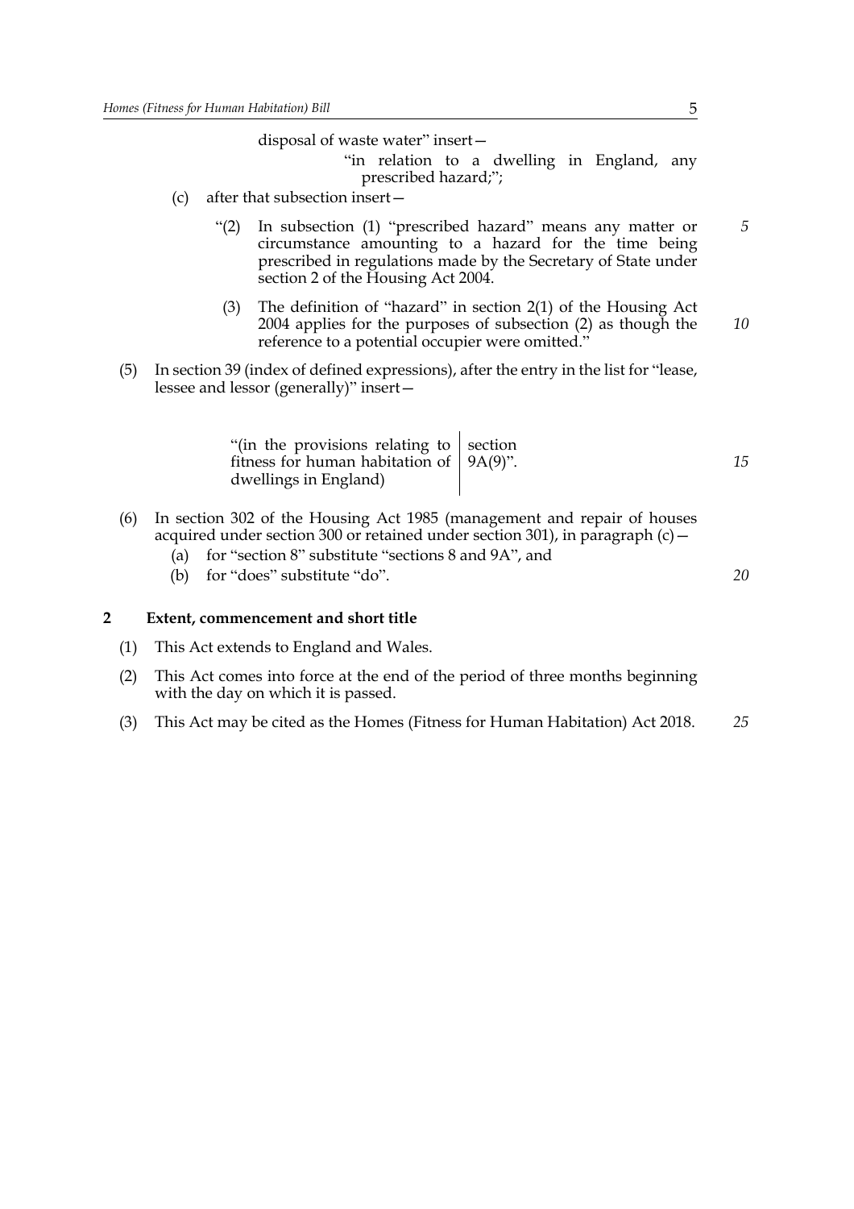disposal of waste water" insert—

"in relation to a dwelling in England, any prescribed hazard;";

(c) after that subsection insert—

"(2) In subsection (1) "prescribed hazard" means any matter or circumstance amounting to a hazard for the time being prescribed in regulations made by the Secretary of State under section 2 of the Housing Act 2004.

(3) The definition of "hazard" in section 2(1) of the Housing Act 2004 applies for the purposes of subsection (2) as though the reference to a potential occupier were omitted."

(5) In section 39 (index of defined expressions), after the entry in the list for "lease, lessee and lessor (generally)" insert—

| "(in the provisions relating to fitness for human habitation of dwellings in England) | section 9A(9)". |
|---|---|

(6) In section 302 of the Housing Act 1985 (management and repair of houses acquired under section 300 or retained under section 301), in paragraph (c)—

(a) for "section 8" substitute "sections 8 and 9A", and

(b) for "does" substitute "do".

**2 Extent, commencement and short title**

(1) This Act extends to England and Wales.

(2) This Act comes into force at the end of the period of three months beginning with the day on which it is passed.

(3) This Act may be cited as the Homes (Fitness for Human Habitation) Act 2018.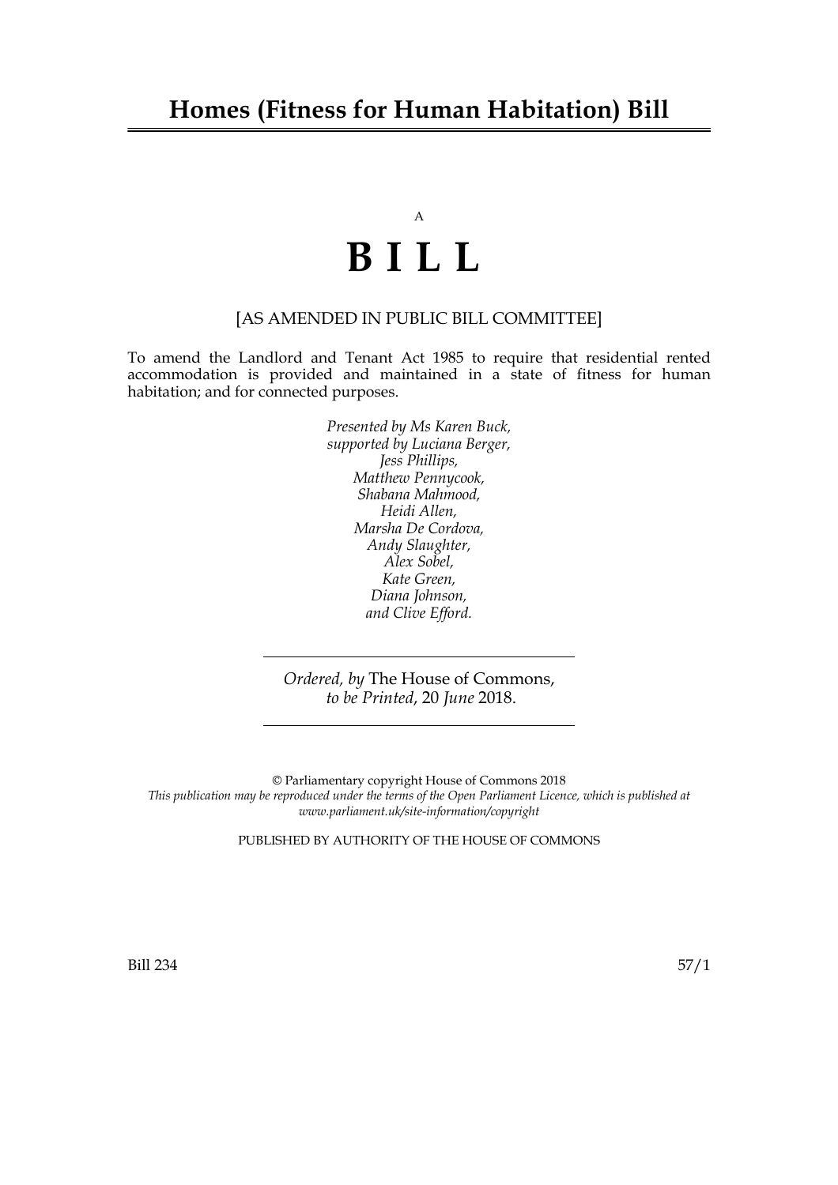# Homes (Fitness for Human Habitation) Bill

A

# B I L L

[AS AMENDED IN PUBLIC BILL COMMITTEE]

To amend the Landlord and Tenant Act 1985 to require that residential rented accommodation is provided and maintained in a state of fitness for human habitation; and for connected purposes.

*Presented by Ms Karen Buck,*
*supported by Luciana Berger,*
*Jess Phillips,*
*Matthew Pennycook,*
*Shabana Mahmood,*
*Heidi Allen,*
*Marsha De Cordova,*
*Andy Slaughter,*
*Alex Sobel,*
*Kate Green,*
*Diana Johnson,*
*and Clive Efford.*

*Ordered, by* The House of Commons,
*to be Printed*, 20 *June* 2018.

© Parliamentary copyright House of Commons 2018
*This publication may be reproduced under the terms of the Open Parliament Licence, which is published at www.parliament.uk/site-information/copyright*

PUBLISHED BY AUTHORITY OF THE HOUSE OF COMMONS

Bill 234 57/1